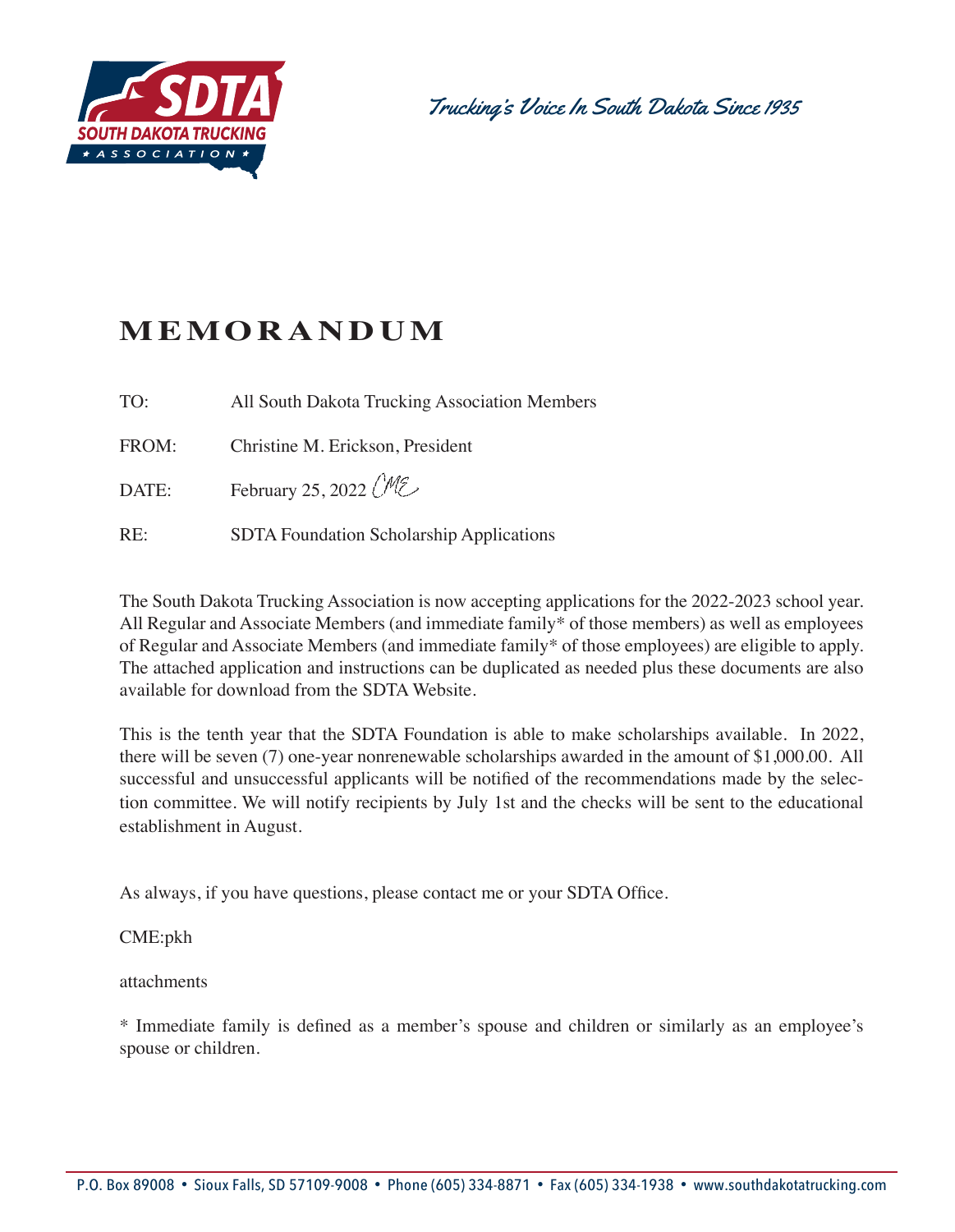SOUTH DAKOTA TRUCKING ASSOCIATION

*Trucking's Voice In South Dakota Since 1935*

# MEMORANDUM

TO: All South Dakota Trucking Association Members

FROM: Christine M. Erickson, President

DATE: February 25, 2022 CME

RE: SDTA Foundation Scholarship Applications

The South Dakota Trucking Association is now accepting applications for the 2022-2023 school year. All Regular and Associate Members (and immediate family* of those members) as well as employees of Regular and Associate Members (and immediate family* of those employees) are eligible to apply. The attached application and instructions can be duplicated as needed plus these documents are also available for download from the SDTA Website.

This is the tenth year that the SDTA Foundation is able to make scholarships available. In 2022, there will be seven (7) one-year nonrenewable scholarships awarded in the amount of $1,000.00. All successful and unsuccessful applicants will be notified of the recommendations made by the selection committee. We will notify recipients by July 1st and the checks will be sent to the educational establishment in August.

As always, if you have questions, please contact me or your SDTA Office.

CME:pkh

attachments

* Immediate family is defined as a member's spouse and children or similarly as an employee's spouse or children.

P.O. Box 89008 • Sioux Falls, SD 57109-9008 • Phone (605) 334-8871 • Fax (605) 334-1938 • www.southdakotatrucking.com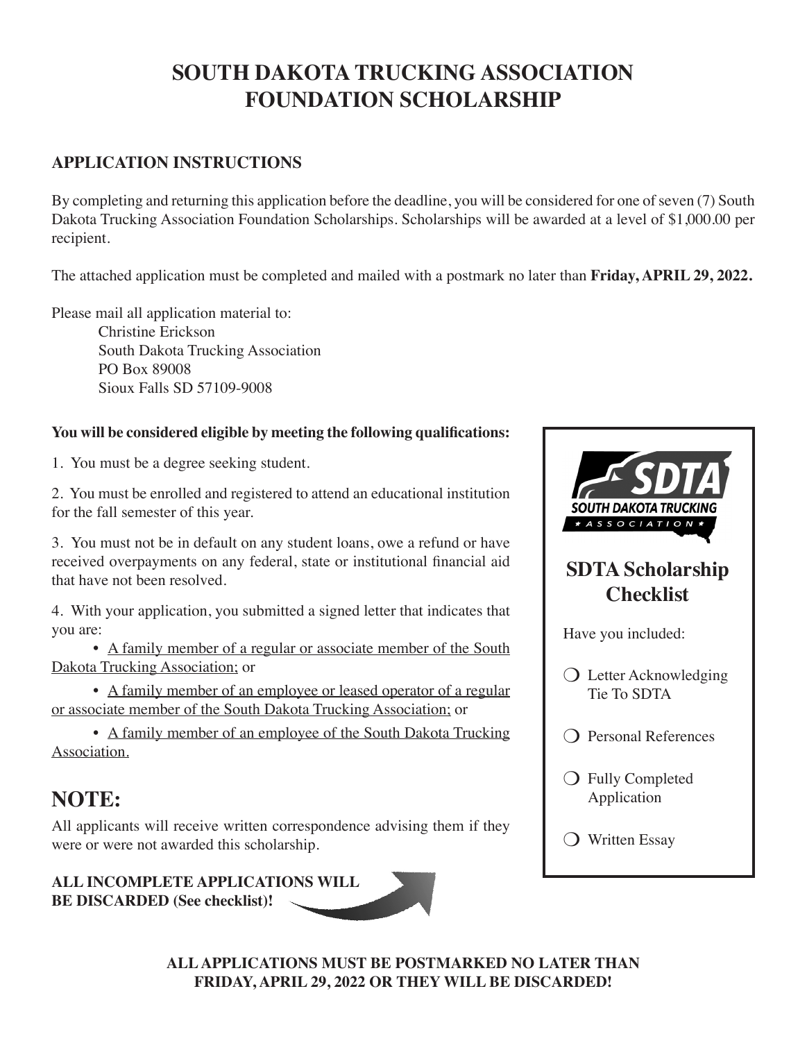# SOUTH DAKOTA TRUCKING ASSOCIATION FOUNDATION SCHOLARSHIP

## APPLICATION INSTRUCTIONS

By completing and returning this application before the deadline, you will be considered for one of seven (7) South Dakota Trucking Association Foundation Scholarships. Scholarships will be awarded at a level of $1,000.00 per recipient.

The attached application must be completed and mailed with a postmark no later than **Friday, APRIL 29, 2022.**

Please mail all application material to:

Christine Erickson
South Dakota Trucking Association
PO Box 89008
Sioux Falls SD 57109-9008

**You will be considered eligible by meeting the following qualifications:**

1. You must be a degree seeking student.

2. You must be enrolled and registered to attend an educational institution for the fall semester of this year.

3. You must not be in default on any student loans, owe a refund or have received overpayments on any federal, state or institutional financial aid that have not been resolved.

4. With your application, you submitted a signed letter that indicates that you are:
   - A family member of a regular or associate member of the South Dakota Trucking Association; or
   - A family member of an employee or leased operator of a regular or associate member of the South Dakota Trucking Association; or
   - A family member of an employee of the South Dakota Trucking Association.

## NOTE:

All applicants will receive written correspondence advising them if they were or were not awarded this scholarship.

**ALL INCOMPLETE APPLICATIONS WILL BE DISCARDED (See checklist)!**

SDTA
SOUTH DAKOTA TRUCKING
★ ASSOCIATION ★

### SDTA Scholarship Checklist

Have you included:

- ❍ Letter Acknowledging Tie To SDTA
- ❍ Personal References
- ❍ Fully Completed Application
- ❍ Written Essay

**ALL APPLICATIONS MUST BE POSTMARKED NO LATER THAN FRIDAY, APRIL 29, 2022 OR THEY WILL BE DISCARDED!**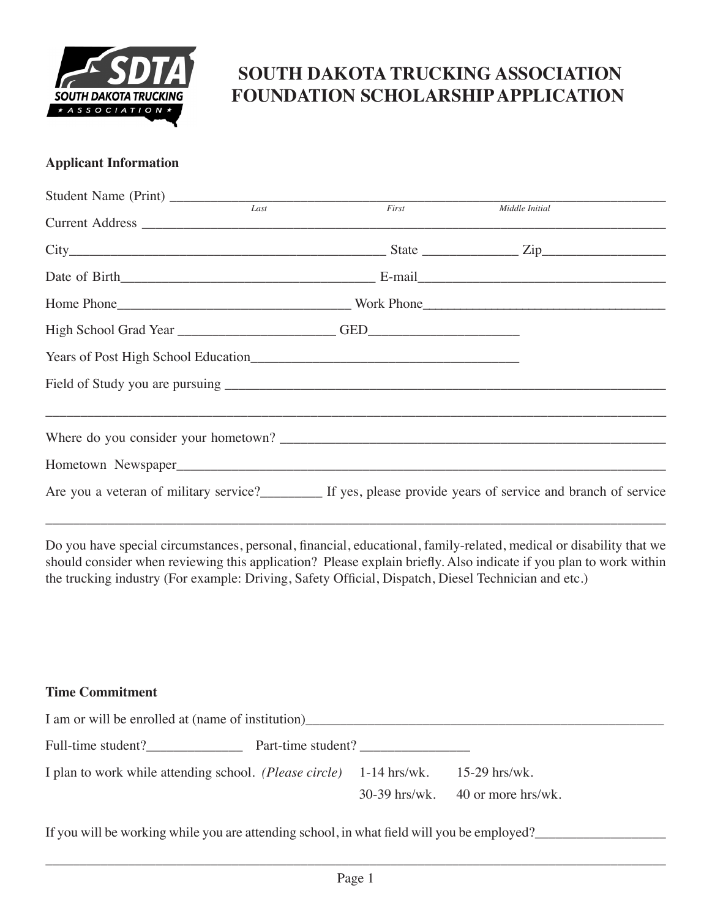# SOUTH DAKOTA TRUCKING ASSOCIATION FOUNDATION SCHOLARSHIP APPLICATION

**Applicant Information**

Student Name (Print) ______________________________________________
*Last* *First* *Middle Initial*

Current Address ______________________________________________

City______________________________ State _____________ Zip________________

Date of Birth__________________________ E-mail__________________________

Home Phone__________________________ Work Phone__________________________

High School Grad Year _____________________ GED____________________

Years of Post High School Education__________________________________

Field of Study you are pursuing ______________________________________________

______________________________________________________________________

Where do you consider your hometown? ______________________________________

Hometown Newspaper______________________________________________

Are you a veteran of military service?________ If yes, please provide years of service and branch of service

______________________________________________________________________

Do you have special circumstances, personal, financial, educational, family-related, medical or disability that we should consider when reviewing this application? Please explain briefly. Also indicate if you plan to work within the trucking industry (For example: Driving, Safety Official, Dispatch, Diesel Technician and etc.)

**Time Commitment**

I am or will be enrolled at (name of institution)______________________________________

Full-time student?_____________ Part-time student? _______________

I plan to work while attending school. *(Please circle)* 1-14 hrs/wk. 15-29 hrs/wk. 30-39 hrs/wk. 40 or more hrs/wk.

If you will be working while you are attending school, in what field will you be employed?__________________

______________________________________________________________________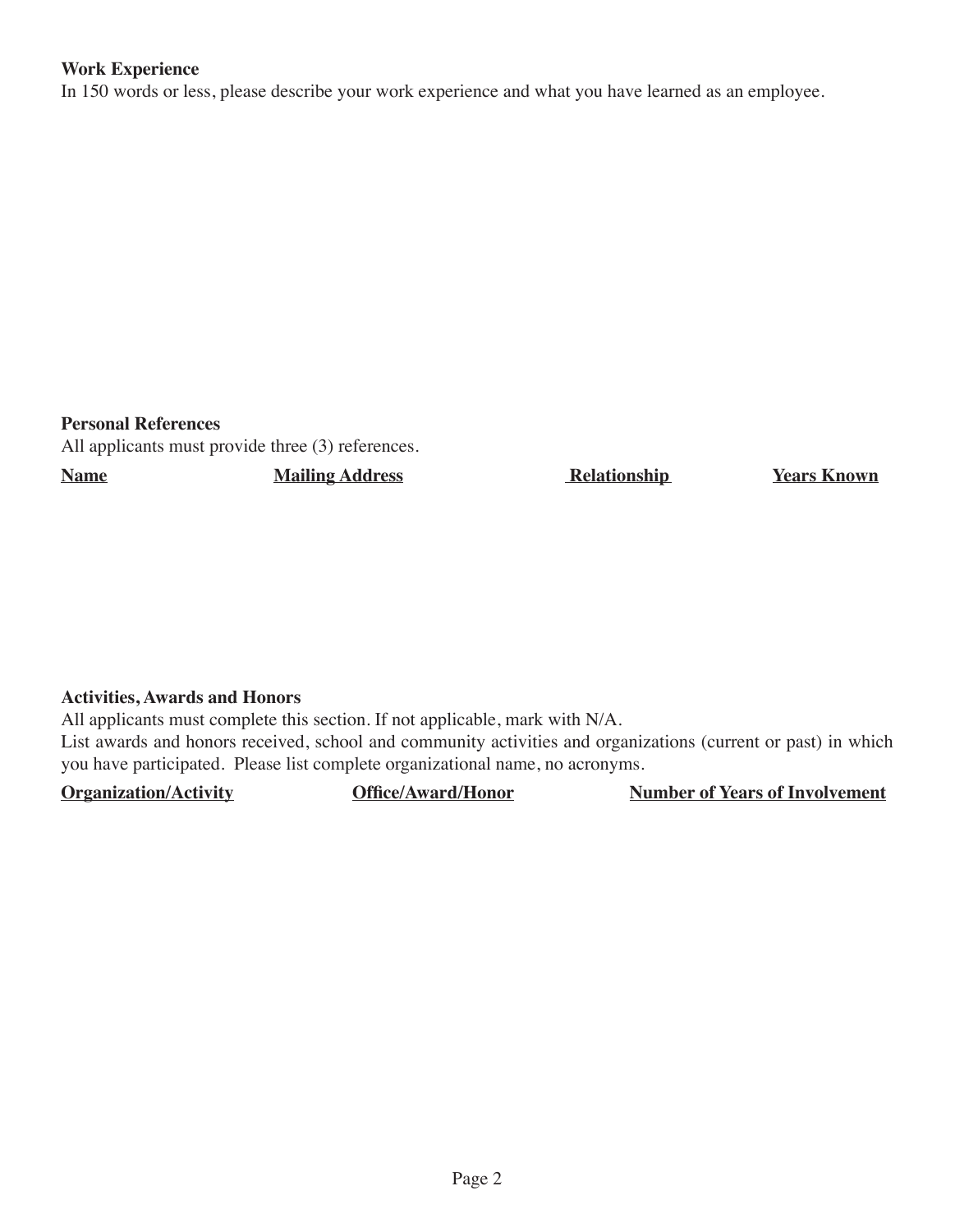**Work Experience**

In 150 words or less, please describe your work experience and what you have learned as an employee.

**Personal References**

All applicants must provide three (3) references.

| Name | Mailing Address | Relationship | Years Known |
| --- | --- | --- | --- |

**Activities, Awards and Honors**

All applicants must complete this section. If not applicable, mark with N/A.

List awards and honors received, school and community activities and organizations (current or past) in which you have participated. Please list complete organizational name, no acronyms.

| Organization/Activity | Office/Award/Honor | Number of Years of Involvement |
| --- | --- | --- |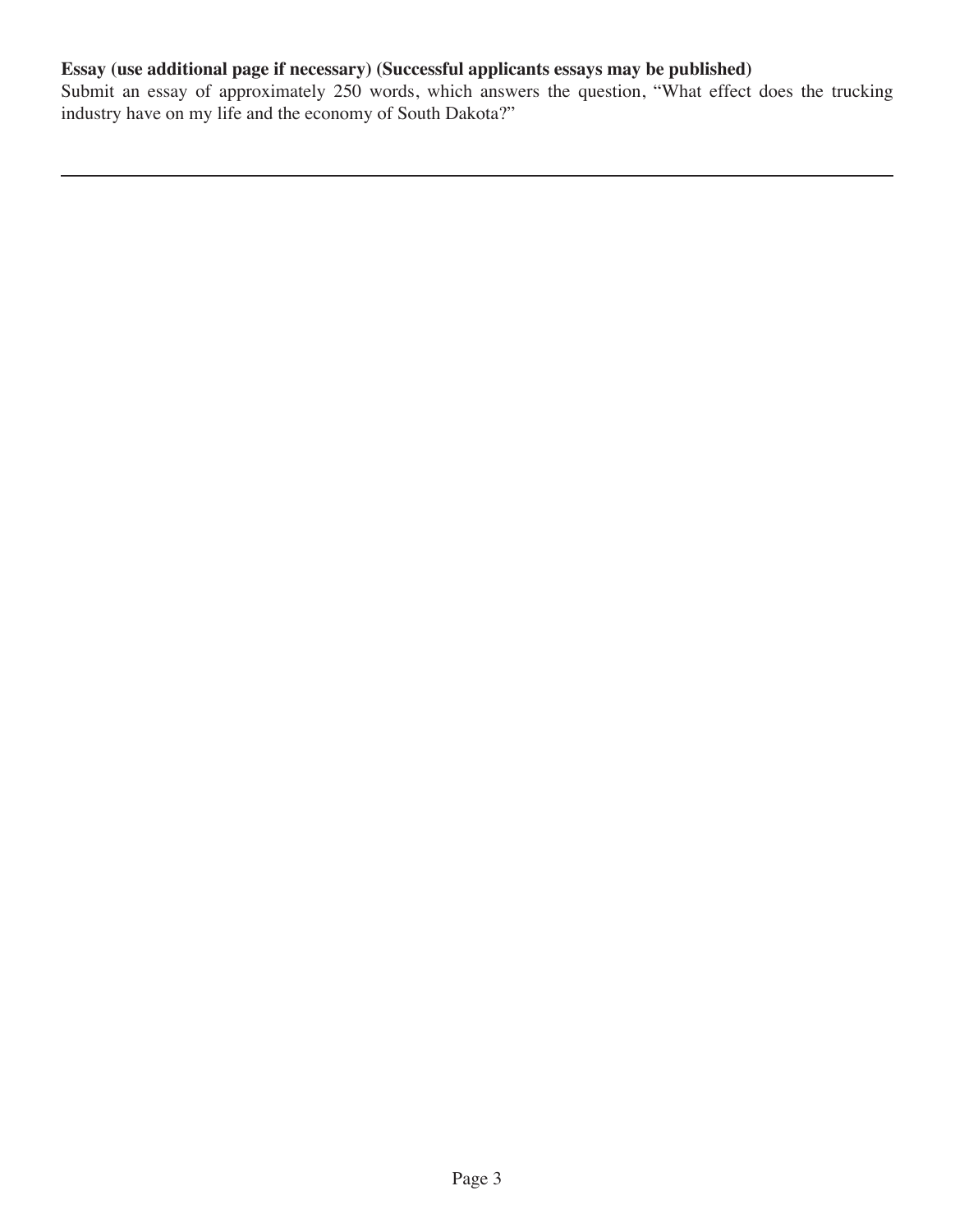**Essay (use additional page if necessary) (Successful applicants essays may be published)**

Submit an essay of approximately 250 words, which answers the question, "What effect does the trucking industry have on my life and the economy of South Dakota?"

---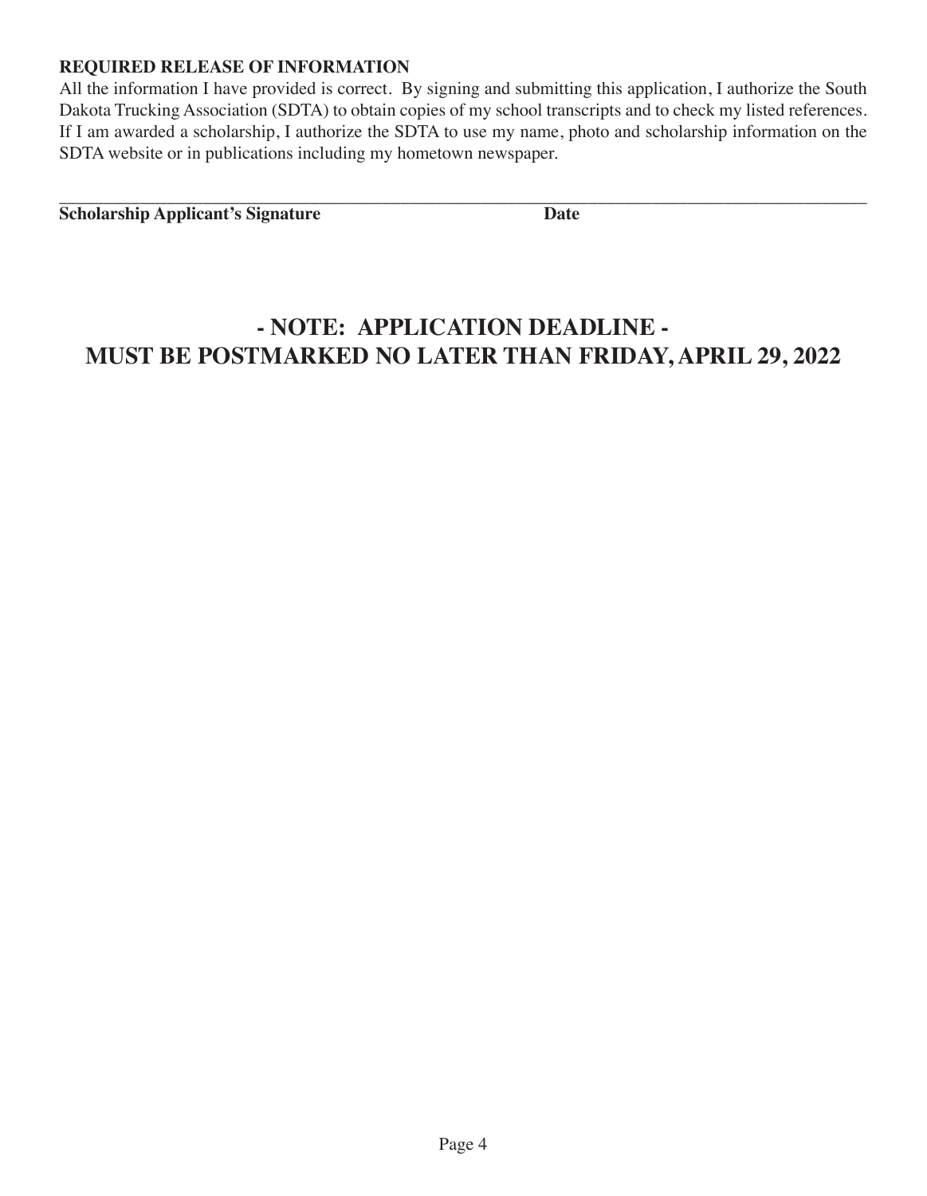**REQUIRED RELEASE OF INFORMATION**

All the information I have provided is correct. By signing and submitting this application, I authorize the South Dakota Trucking Association (SDTA) to obtain copies of my school transcripts and to check my listed references. If I am awarded a scholarship, I authorize the SDTA to use my name, photo and scholarship information on the SDTA website or in publications including my hometown newspaper.

\_\_\_\_\_\_\_\_\_\_\_\_\_\_\_\_\_\_\_\_\_\_\_\_\_\_\_\_\_\_\_\_\_\_\_\_\_\_\_\_\_\_\_\_\_\_\_\_\_\_\_\_\_\_\_\_\_\_\_\_\_\_\_\_\_\_\_\_\_\_\_\_

**Scholarship Applicant's Signature** **Date**

## - NOTE: APPLICATION DEADLINE -
## MUST BE POSTMARKED NO LATER THAN FRIDAY, APRIL 29, 2022